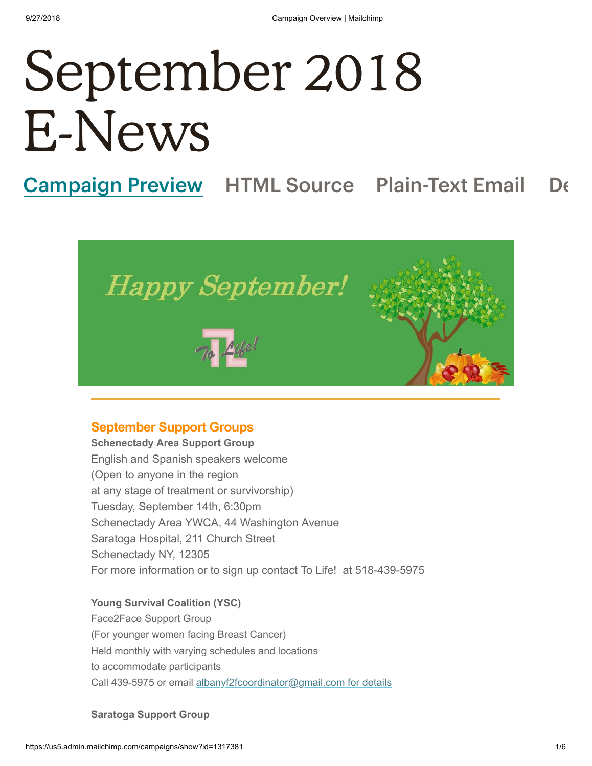# September 2018 E-News

Campaign Preview    HTML Source    Plain-Text Email    De

## September Support Groups

**Schenectady Area Support Group**

English and Spanish speakers welcome

(Open to anyone in the region

at any stage of treatment or survivorship)

Tuesday, September 14th, 6:30pm

Schenectady Area YWCA, 44 Washington Avenue

Saratoga Hospital, 211 Church Street

Schenectady NY, 12305

For more information or to sign up contact To Life!  at 518-439-5975

**Young Survival Coalition (YSC)**

Face2Face Support Group

(For younger women facing Breast Cancer)

Held monthly with varying schedules and locations

to accommodate participants

Call 439-5975 or email albanyf2fcoordinator@gmail.com for details

**Saratoga Support Group**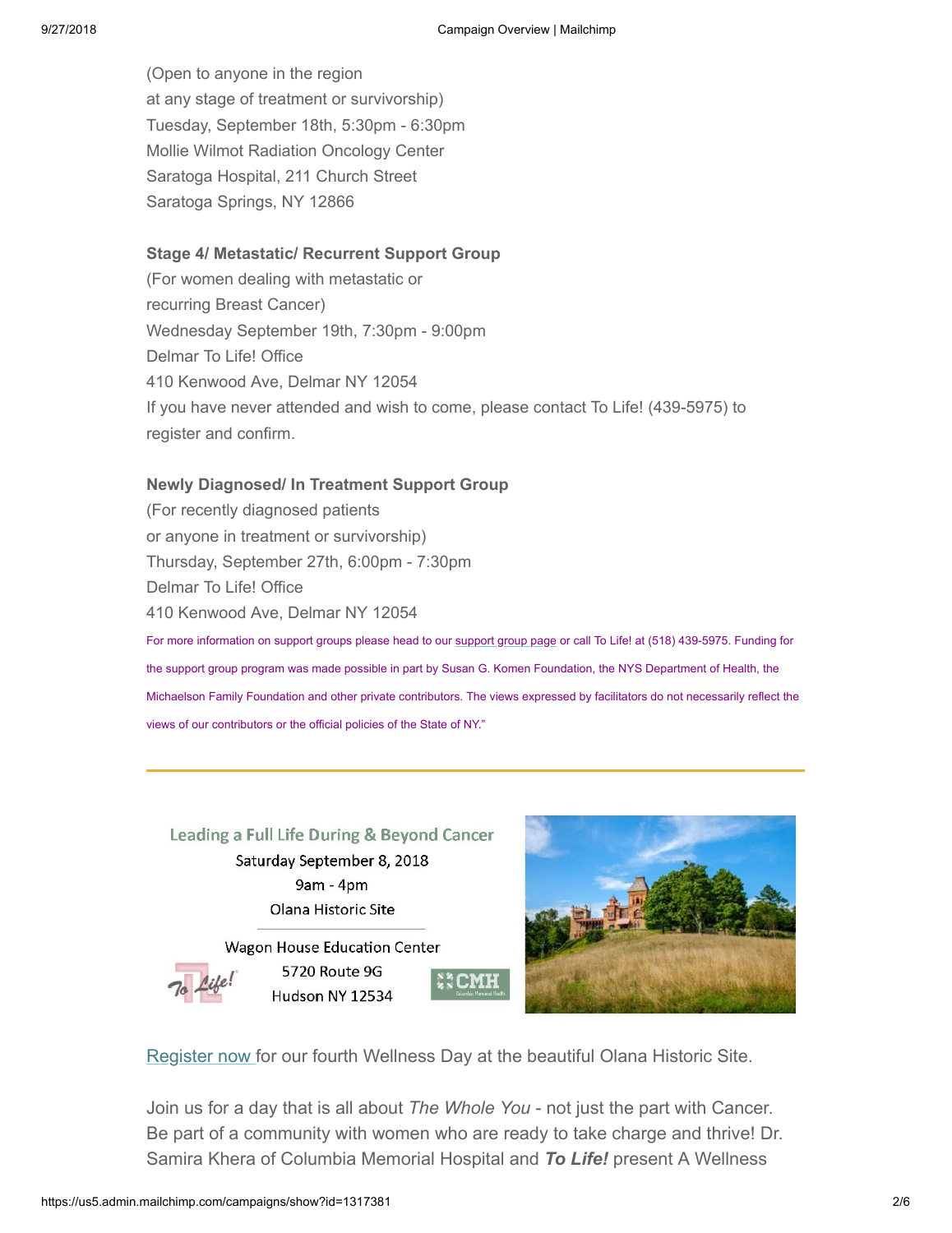(Open to anyone in the region
at any stage of treatment or survivorship)
Tuesday, September 18th, 5:30pm - 6:30pm
Mollie Wilmot Radiation Oncology Center
Saratoga Hospital, 211 Church Street
Saratoga Springs, NY 12866

**Stage 4/ Metastatic/ Recurrent Support Group**
(For women dealing with metastatic or
recurring Breast Cancer)
Wednesday September 19th, 7:30pm - 9:00pm
Delmar To Life! Office
410 Kenwood Ave, Delmar NY 12054
If you have never attended and wish to come, please contact To Life! (439-5975) to register and confirm.

**Newly Diagnosed/ In Treatment Support Group**
(For recently diagnosed patients
or anyone in treatment or survivorship)
Thursday, September 27th, 6:00pm - 7:30pm
Delmar To Life! Office
410 Kenwood Ave, Delmar NY 12054

For more information on support groups please head to our support group page or call To Life! at (518) 439-5975. Funding for the support group program was made possible in part by Susan G. Komen Foundation, the NYS Department of Health, the Michaelson Family Foundation and other private contributors. The views expressed by facilitators do not necessarily reflect the views of our contributors or the official policies of the State of NY."

---

Leading a Full Life During & Beyond Cancer
Saturday September 8, 2018
9am - 4pm
Olana Historic Site

Wagon House Education Center
5720 Route 9G
Hudson NY 12534

Register now for our fourth Wellness Day at the beautiful Olana Historic Site.

Join us for a day that is all about *The Whole You* - not just the part with Cancer. Be part of a community with women who are ready to take charge and thrive! Dr. Samira Khera of Columbia Memorial Hospital and ***To Life!*** present A Wellness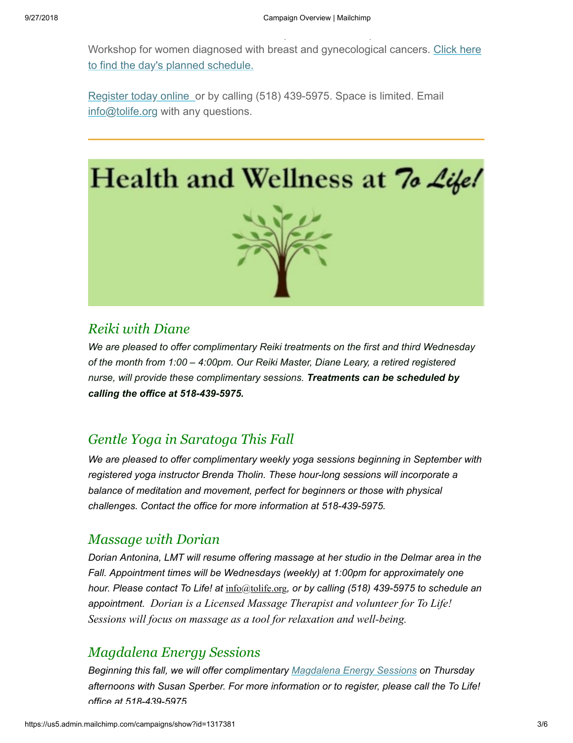Workshop for women diagnosed with breast and gynecological cancers. [Click here to find the day's planned schedule.]

[Register today online] or by calling (518) 439-5975. Space is limited. Email info@tolife.org with any questions.

---

# Health and Wellness at To Life!

## *Reiki with Diane*

*We are pleased to offer complimentary Reiki treatments on the first and third Wednesday of the month from 1:00 – 4:00pm. Our Reiki Master, Diane Leary, a retired registered nurse, will provide these complimentary sessions.* ***Treatments can be scheduled by calling the office at 518-439-5975.***

## *Gentle Yoga in Saratoga This Fall*

*We are pleased to offer complimentary weekly yoga sessions beginning in September with registered yoga instructor Brenda Tholin. These hour-long sessions will incorporate a balance of meditation and movement, perfect for beginners or those with physical challenges. Contact the office for more information at 518-439-5975.*

## *Massage with Dorian*

*Dorian Antonina, LMT will resume offering massage at her studio in the Delmar area in the Fall. Appointment times will be Wednesdays (weekly) at 1:00pm for approximately one hour. Please contact To Life! at info@tolife.org, or by calling (518) 439-5975 to schedule an appointment. Dorian is a Licensed Massage Therapist and volunteer for To Life! Sessions will focus on massage as a tool for relaxation and well-being.*

## *Magdalena Energy Sessions*

*Beginning this fall, we will offer complimentary [Magdalena Energy Sessions] on Thursday afternoons with Susan Sperber. For more information or to register, please call the To Life! office at 518-439-5975*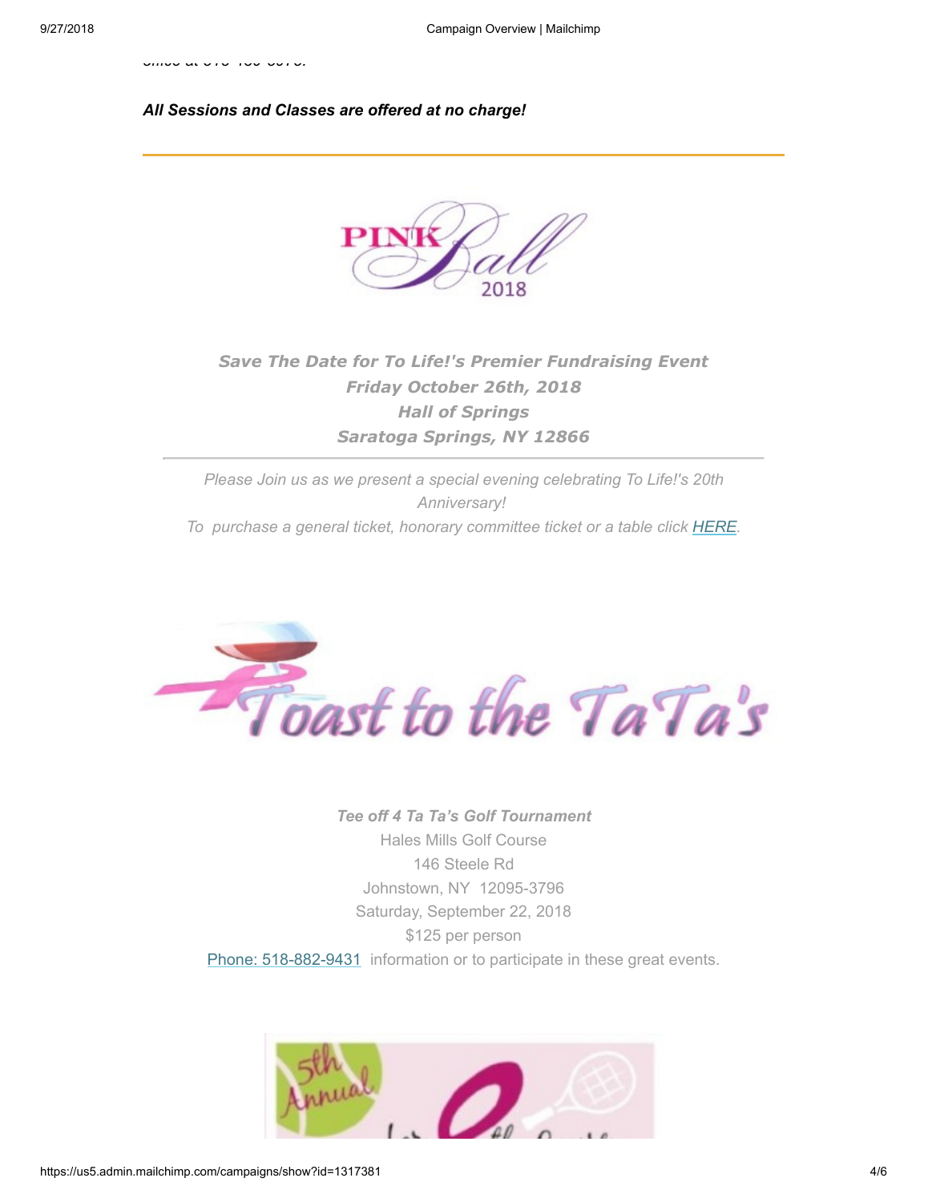***All Sessions and Classes are offered at no charge!***

---

PINK Ball 2018

***Save The Date for To Life!'s Premier Fundraising Event***
***Friday October 26th, 2018***
***Hall of Springs***
***Saratoga Springs, NY 12866***

---

*Please Join us as we present a special evening celebrating To Life!'s 20th Anniversary!*
*To purchase a general ticket, honorary committee ticket or a table click HERE.*

Toast to the TaTa's

***Tee off 4 Ta Ta's Golf Tournament***
Hales Mills Golf Course
146 Steele Rd
Johnstown, NY 12095-3796
Saturday, September 22, 2018
$125 per person
Phone: 518-882-9431 information or to participate in these great events.

5th Annual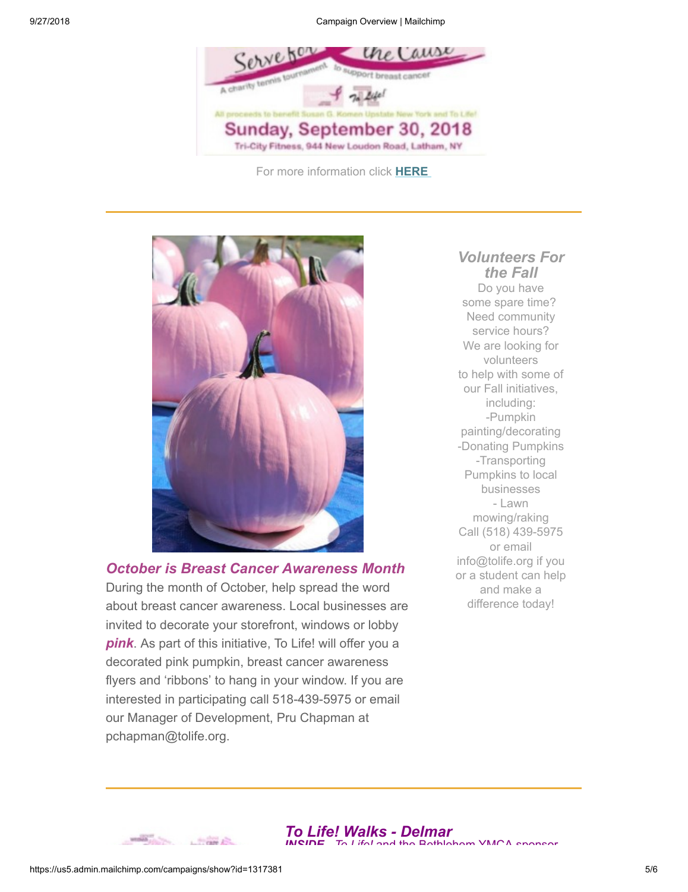Serve for the Cause

A charity tennis tournament to support breast cancer

All proceeds to benefit Susan G. Komen Upstate New York and To Life!

Sunday, September 30, 2018

Tri-City Fitness, 944 New Loudon Road, Latham, NY

For more information click **HERE**

---

### *October is Breast Cancer Awareness Month*

During the month of October, help spread the word about breast cancer awareness. Local businesses are invited to decorate your storefront, windows or lobby ***pink***. As part of this initiative, To Life! will offer you a decorated pink pumpkin, breast cancer awareness flyers and 'ribbons' to hang in your window. If you are interested in participating call 518-439-5975 or email our Manager of Development, Pru Chapman at pchapman@tolife.org.

### *Volunteers For the Fall*

Do you have some spare time? Need community service hours? We are looking for volunteers to help with some of our Fall initiatives, including:

- Pumpkin painting/decorating
- Donating Pumpkins
- Transporting Pumpkins to local businesses
- Lawn mowing/raking

Call (518) 439-5975 or email info@tolife.org if you or a student can help and make a difference today!

---

### *To Life! Walks - Delmar*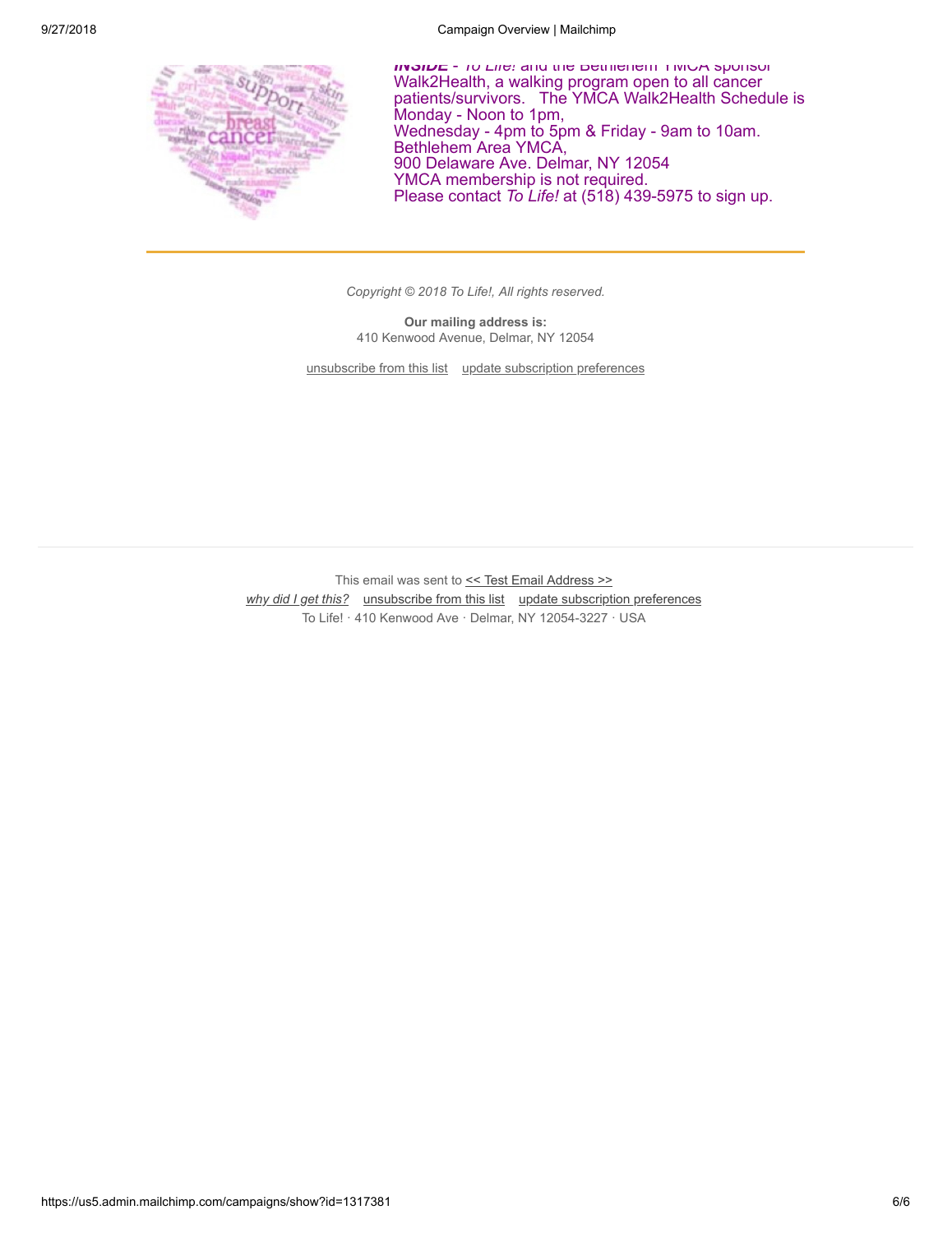***INSIDE*** - *To Life!* and the Bethlehem YMCA sponsor Walk2Health, a walking program open to all cancer patients/survivors. The YMCA Walk2Health Schedule is
Monday - Noon to 1pm,
Wednesday - 4pm to 5pm & Friday - 9am to 10am.
Bethlehem Area YMCA,
900 Delaware Ave. Delmar, NY 12054
YMCA membership is not required.
Please contact *To Life!* at (518) 439-5975 to sign up.

---

*Copyright © 2018 To Life!, All rights reserved.*

**Our mailing address is:**
410 Kenwood Avenue, Delmar, NY 12054

unsubscribe from this list    update subscription preferences

---

This email was sent to << Test Email Address >>
*why did I get this?*    unsubscribe from this list    update subscription preferences
To Life! · 410 Kenwood Ave · Delmar, NY 12054-3227 · USA